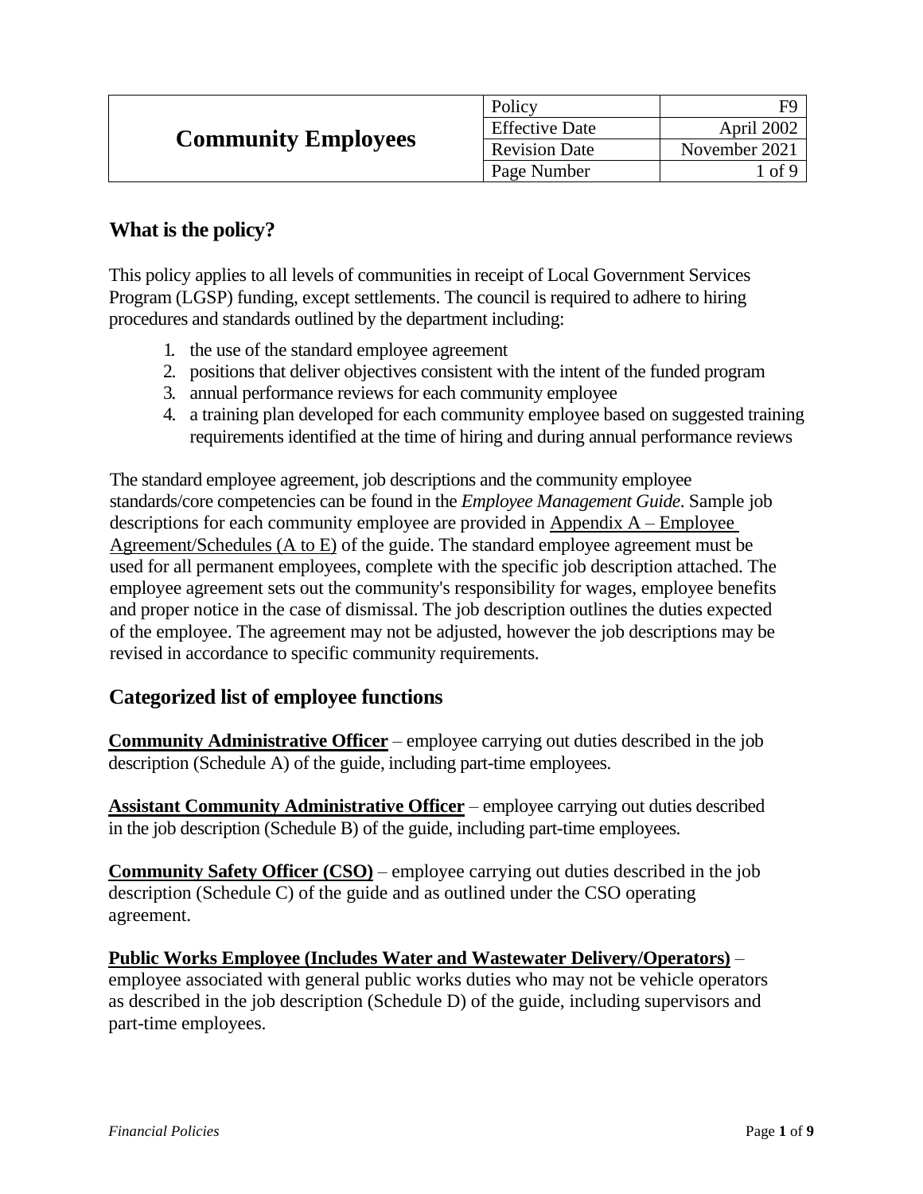| Community Employees | Policy | F9 |
|---|---|---|
| | Effective Date | April 2002 |
| | Revision Date | November 2021 |
| | Page Number | 1 of 9 |

## What is the policy?

This policy applies to all levels of communities in receipt of Local Government Services Program (LGSP) funding, except settlements. The council is required to adhere to hiring procedures and standards outlined by the department including:

1. the use of the standard employee agreement
2. positions that deliver objectives consistent with the intent of the funded program
3. annual performance reviews for each community employee
4. a training plan developed for each community employee based on suggested training requirements identified at the time of hiring and during annual performance reviews

The standard employee agreement, job descriptions and the community employee standards/core competencies can be found in the *Employee Management Guide*. Sample job descriptions for each community employee are provided in Appendix A – Employee Agreement/Schedules (A to E) of the guide. The standard employee agreement must be used for all permanent employees, complete with the specific job description attached. The employee agreement sets out the community's responsibility for wages, employee benefits and proper notice in the case of dismissal. The job description outlines the duties expected of the employee. The agreement may not be adjusted, however the job descriptions may be revised in accordance to specific community requirements.

## Categorized list of employee functions

**Community Administrative Officer** – employee carrying out duties described in the job description (Schedule A) of the guide, including part-time employees.

**Assistant Community Administrative Officer** – employee carrying out duties described in the job description (Schedule B) of the guide, including part-time employees.

**Community Safety Officer (CSO)** – employee carrying out duties described in the job description (Schedule C) of the guide and as outlined under the CSO operating agreement.

**Public Works Employee (Includes Water and Wastewater Delivery/Operators)** – employee associated with general public works duties who may not be vehicle operators as described in the job description (Schedule D) of the guide, including supervisors and part-time employees.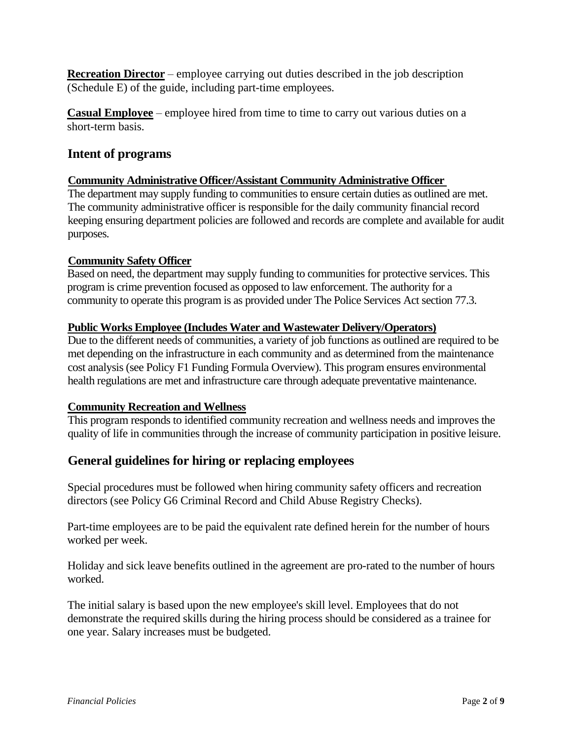**Recreation Director** – employee carrying out duties described in the job description (Schedule E) of the guide, including part-time employees.

**Casual Employee** – employee hired from time to time to carry out various duties on a short-term basis.

## Intent of programs

### Community Administrative Officer/Assistant Community Administrative Officer

The department may supply funding to communities to ensure certain duties as outlined are met. The community administrative officer is responsible for the daily community financial record keeping ensuring department policies are followed and records are complete and available for audit purposes.

### Community Safety Officer

Based on need, the department may supply funding to communities for protective services. This program is crime prevention focused as opposed to law enforcement. The authority for a community to operate this program is as provided under The Police Services Act section 77.3.

### Public Works Employee (Includes Water and Wastewater Delivery/Operators)

Due to the different needs of communities, a variety of job functions as outlined are required to be met depending on the infrastructure in each community and as determined from the maintenance cost analysis (see Policy F1 Funding Formula Overview). This program ensures environmental health regulations are met and infrastructure care through adequate preventative maintenance.

### Community Recreation and Wellness

This program responds to identified community recreation and wellness needs and improves the quality of life in communities through the increase of community participation in positive leisure.

## General guidelines for hiring or replacing employees

Special procedures must be followed when hiring community safety officers and recreation directors (see Policy G6 Criminal Record and Child Abuse Registry Checks).

Part-time employees are to be paid the equivalent rate defined herein for the number of hours worked per week.

Holiday and sick leave benefits outlined in the agreement are pro-rated to the number of hours worked.

The initial salary is based upon the new employee's skill level. Employees that do not demonstrate the required skills during the hiring process should be considered as a trainee for one year. Salary increases must be budgeted.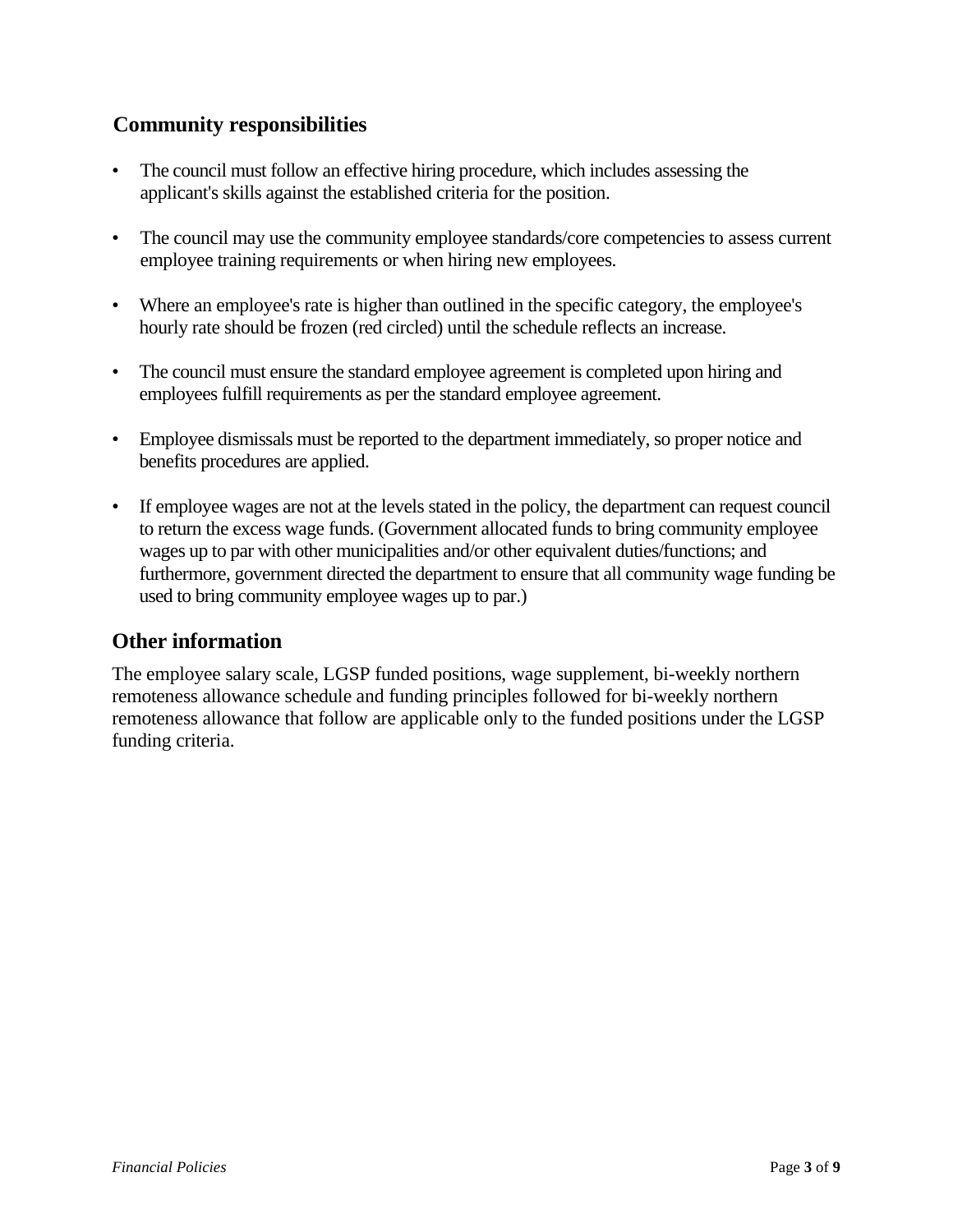## Community responsibilities

- The council must follow an effective hiring procedure, which includes assessing the applicant's skills against the established criteria for the position.
- The council may use the community employee standards/core competencies to assess current employee training requirements or when hiring new employees.
- Where an employee's rate is higher than outlined in the specific category, the employee's hourly rate should be frozen (red circled) until the schedule reflects an increase.
- The council must ensure the standard employee agreement is completed upon hiring and employees fulfill requirements as per the standard employee agreement.
- Employee dismissals must be reported to the department immediately, so proper notice and benefits procedures are applied.
- If employee wages are not at the levels stated in the policy, the department can request council to return the excess wage funds. (Government allocated funds to bring community employee wages up to par with other municipalities and/or other equivalent duties/functions; and furthermore, government directed the department to ensure that all community wage funding be used to bring community employee wages up to par.)

## Other information

The employee salary scale, LGSP funded positions, wage supplement, bi-weekly northern remoteness allowance schedule and funding principles followed for bi-weekly northern remoteness allowance that follow are applicable only to the funded positions under the LGSP funding criteria.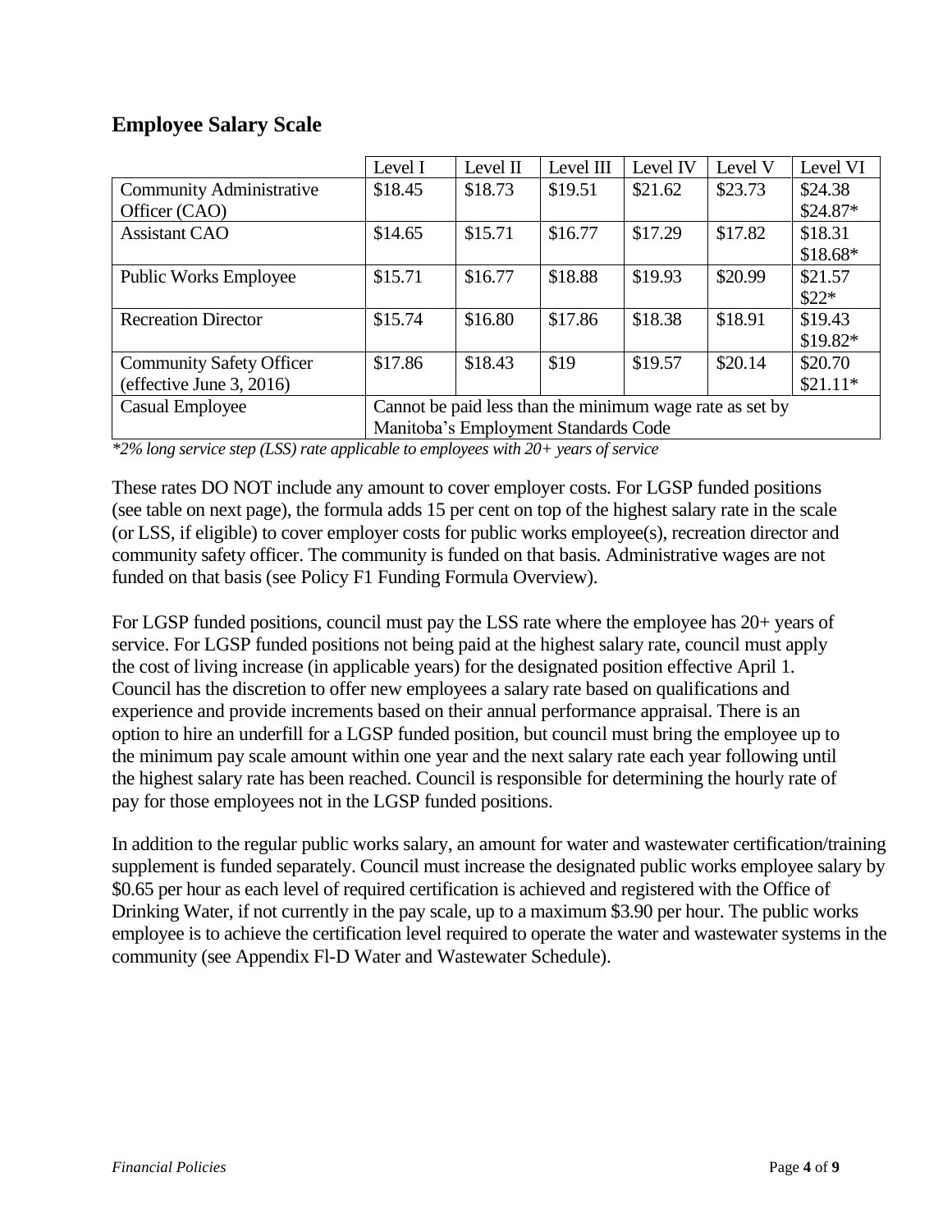## Employee Salary Scale

| | Level I | Level II | Level III | Level IV | Level V | Level VI |
|---|---|---|---|---|---|---|
| Community Administrative Officer (CAO) | $18.45 | $18.73 | $19.51 | $21.62 | $23.73 | $24.38<br>$24.87* |
| Assistant CAO | $14.65 | $15.71 | $16.77 | $17.29 | $17.82 | $18.31<br>$18.68* |
| Public Works Employee | $15.71 | $16.77 | $18.88 | $19.93 | $20.99 | $21.57<br>$22* |
| Recreation Director | $15.74 | $16.80 | $17.86 | $18.38 | $18.91 | $19.43<br>$19.82* |
| Community Safety Officer (effective June 3, 2016) | $17.86 | $18.43 | $19 | $19.57 | $20.14 | $20.70<br>$21.11* |
| Casual Employee | Cannot be paid less than the minimum wage rate as set by Manitoba's Employment Standards Code | | | | | |

*\*2% long service step (LSS) rate applicable to employees with 20+ years of service*

These rates DO NOT include any amount to cover employer costs. For LGSP funded positions (see table on next page), the formula adds 15 per cent on top of the highest salary rate in the scale (or LSS, if eligible) to cover employer costs for public works employee(s), recreation director and community safety officer. The community is funded on that basis. Administrative wages are not funded on that basis (see Policy F1 Funding Formula Overview).

For LGSP funded positions, council must pay the LSS rate where the employee has 20+ years of service. For LGSP funded positions not being paid at the highest salary rate, council must apply the cost of living increase (in applicable years) for the designated position effective April 1. Council has the discretion to offer new employees a salary rate based on qualifications and experience and provide increments based on their annual performance appraisal. There is an option to hire an underfill for a LGSP funded position, but council must bring the employee up to the minimum pay scale amount within one year and the next salary rate each year following until the highest salary rate has been reached. Council is responsible for determining the hourly rate of pay for those employees not in the LGSP funded positions.

In addition to the regular public works salary, an amount for water and wastewater certification/training supplement is funded separately. Council must increase the designated public works employee salary by $0.65 per hour as each level of required certification is achieved and registered with the Office of Drinking Water, if not currently in the pay scale, up to a maximum $3.90 per hour. The public works employee is to achieve the certification level required to operate the water and wastewater systems in the community (see Appendix Fl-D Water and Wastewater Schedule).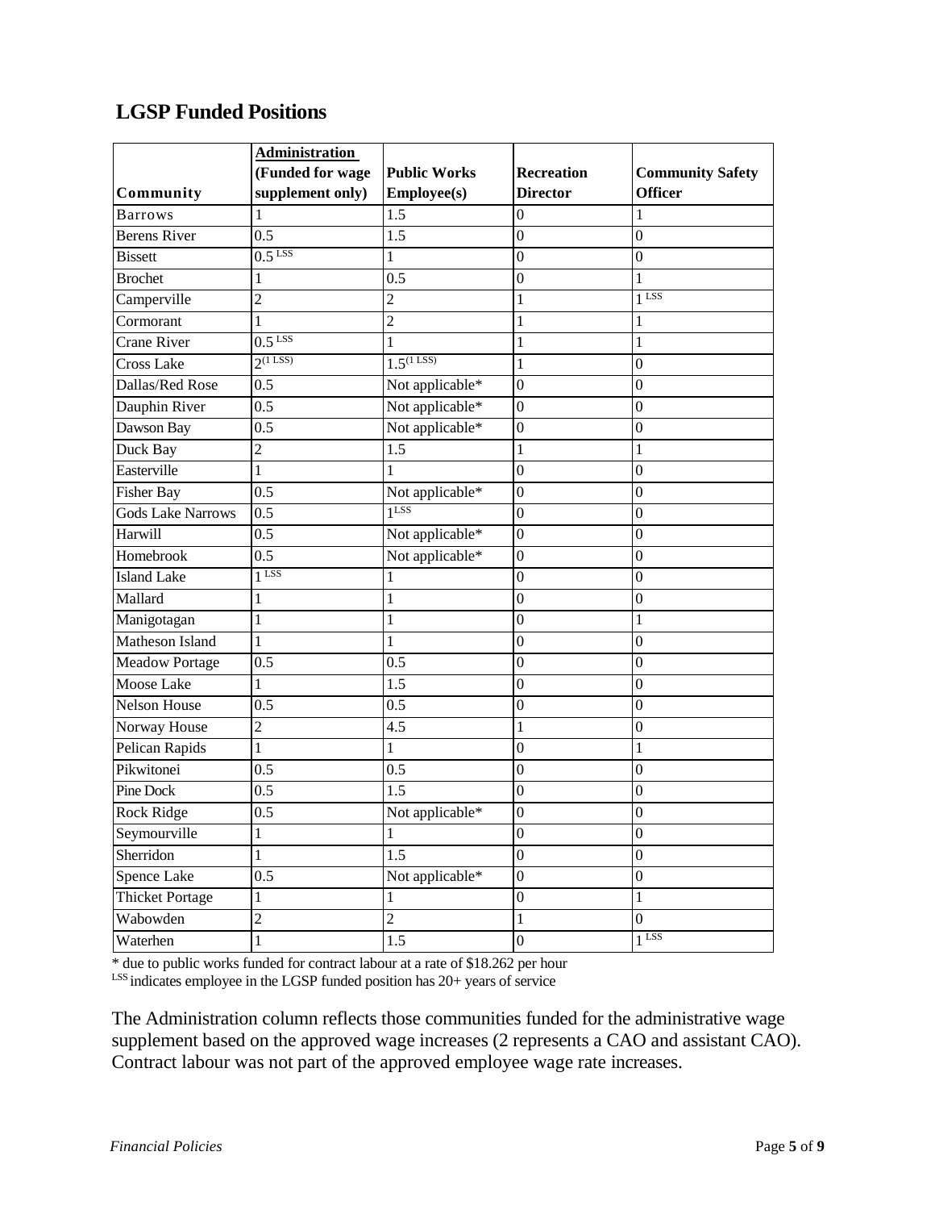## LGSP Funded Positions

| Community | Administration (Funded for wage supplement only) | Public Works Employee(s) | Recreation Director | Community Safety Officer |
|---|---|---|---|---|
| Barrows | 1 | 1.5 | 0 | 1 |
| Berens River | 0.5 | 1.5 | 0 | 0 |
| Bissett | 0.5 [LSS] | 1 | 0 | 0 |
| Brochet | 1 | 0.5 | 0 | 1 |
| Camperville | 2 | 2 | 1 | 1 [LSS] |
| Cormorant | 1 | 2 | 1 | 1 |
| Crane River | 0.5 [LSS] | 1 | 1 | 1 |
| Cross Lake | 2 [(1 LSS)] | 1.5 [(1 LSS)] | 1 | 0 |
| Dallas/Red Rose | 0.5 | Not applicable* | 0 | 0 |
| Dauphin River | 0.5 | Not applicable* | 0 | 0 |
| Dawson Bay | 0.5 | Not applicable* | 0 | 0 |
| Duck Bay | 2 | 1.5 | 1 | 1 |
| Easterville | 1 | 1 | 0 | 0 |
| Fisher Bay | 0.5 | Not applicable* | 0 | 0 |
| Gods Lake Narrows | 0.5 | 1 [LSS] | 0 | 0 |
| Harwill | 0.5 | Not applicable* | 0 | 0 |
| Homebrook | 0.5 | Not applicable* | 0 | 0 |
| Island Lake | 1 [LSS] | 1 | 0 | 0 |
| Mallard | 1 | 1 | 0 | 0 |
| Manigotagan | 1 | 1 | 0 | 1 |
| Matheson Island | 1 | 1 | 0 | 0 |
| Meadow Portage | 0.5 | 0.5 | 0 | 0 |
| Moose Lake | 1 | 1.5 | 0 | 0 |
| Nelson House | 0.5 | 0.5 | 0 | 0 |
| Norway House | 2 | 4.5 | 1 | 0 |
| Pelican Rapids | 1 | 1 | 0 | 1 |
| Pikwitonei | 0.5 | 0.5 | 0 | 0 |
| Pine Dock | 0.5 | 1.5 | 0 | 0 |
| Rock Ridge | 0.5 | Not applicable* | 0 | 0 |
| Seymourville | 1 | 1 | 0 | 0 |
| Sherridon | 1 | 1.5 | 0 | 0 |
| Spence Lake | 0.5 | Not applicable* | 0 | 0 |
| Thicket Portage | 1 | 1 | 0 | 1 |
| Wabowden | 2 | 2 | 1 | 0 |
| Waterhen | 1 | 1.5 | 0 | 1 [LSS] |

* due to public works funded for contract labour at a rate of $18.262 per hour
[LSS] indicates employee in the LGSP funded position has 20+ years of service

The Administration column reflects those communities funded for the administrative wage supplement based on the approved wage increases (2 represents a CAO and assistant CAO). Contract labour was not part of the approved employee wage rate increases.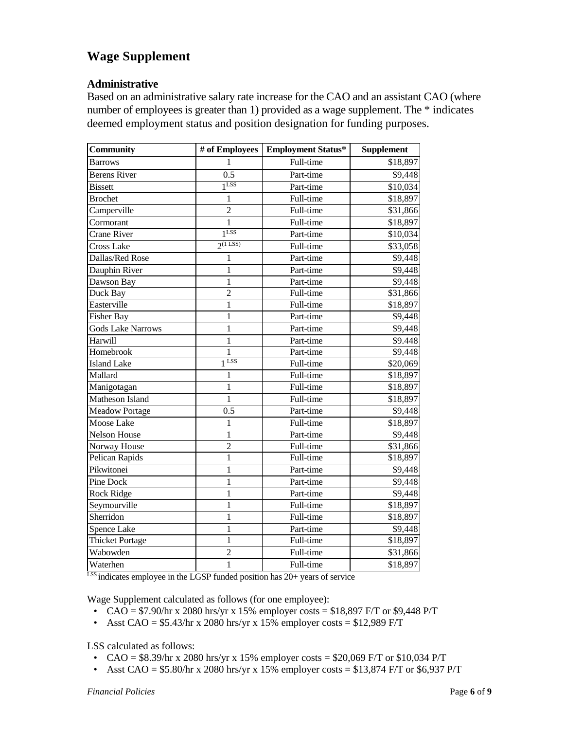## Wage Supplement

### Administrative

Based on an administrative salary rate increase for the CAO and an assistant CAO (where number of employees is greater than 1) provided as a wage supplement. The * indicates deemed employment status and position designation for funding purposes.

| Community | # of Employees | Employment Status* | Supplement |
|---|---|---|---|
| Barrows | 1 | Full-time | $18,897 |
| Berens River | 0.5 | Part-time | $9,448 |
| Bissett | 1 LSS | Part-time | $10,034 |
| Brochet | 1 | Full-time | $18,897 |
| Camperville | 2 | Full-time | $31,866 |
| Cormorant | 1 | Full-time | $18,897 |
| Crane River | 1 LSS | Part-time | $10,034 |
| Cross Lake | 2 (1 LSS) | Full-time | $33,058 |
| Dallas/Red Rose | 1 | Part-time | $9,448 |
| Dauphin River | 1 | Part-time | $9,448 |
| Dawson Bay | 1 | Part-time | $9,448 |
| Duck Bay | 2 | Full-time | $31,866 |
| Easterville | 1 | Full-time | $18,897 |
| Fisher Bay | 1 | Part-time | $9,448 |
| Gods Lake Narrows | 1 | Part-time | $9,448 |
| Harwill | 1 | Part-time | $9.448 |
| Homebrook | 1 | Part-time | $9,448 |
| Island Lake | 1 LSS | Full-time | $20,069 |
| Mallard | 1 | Full-time | $18,897 |
| Manigotagan | 1 | Full-time | $18,897 |
| Matheson Island | 1 | Full-time | $18,897 |
| Meadow Portage | 0.5 | Part-time | $9,448 |
| Moose Lake | 1 | Full-time | $18,897 |
| Nelson House | 1 | Part-time | $9,448 |
| Norway House | 2 | Full-time | $31,866 |
| Pelican Rapids | 1 | Full-time | $18,897 |
| Pikwitonei | 1 | Part-time | $9,448 |
| Pine Dock | 1 | Part-time | $9,448 |
| Rock Ridge | 1 | Part-time | $9,448 |
| Seymourville | 1 | Full-time | $18,897 |
| Sherridon | 1 | Full-time | $18,897 |
| Spence Lake | 1 | Part-time | $9,448 |
| Thicket Portage | 1 | Full-time | $18,897 |
| Wabowden | 2 | Full-time | $31,866 |
| Waterhen | 1 | Full-time | $18,897 |

LSS indicates employee in the LGSP funded position has 20+ years of service

Wage Supplement calculated as follows (for one employee):

- CAO = $7.90/hr x 2080 hrs/yr x 15% employer costs = $18,897 F/T or $9,448 P/T
- Asst CAO = $5.43/hr x 2080 hrs/yr x 15% employer costs = $12,989 F/T

LSS calculated as follows:

- CAO = $8.39/hr x 2080 hrs/yr x 15% employer costs = $20,069 F/T or $10,034 P/T
- Asst CAO = $5.80/hr x 2080 hrs/yr x 15% employer costs = $13,874 F/T or $6,937 P/T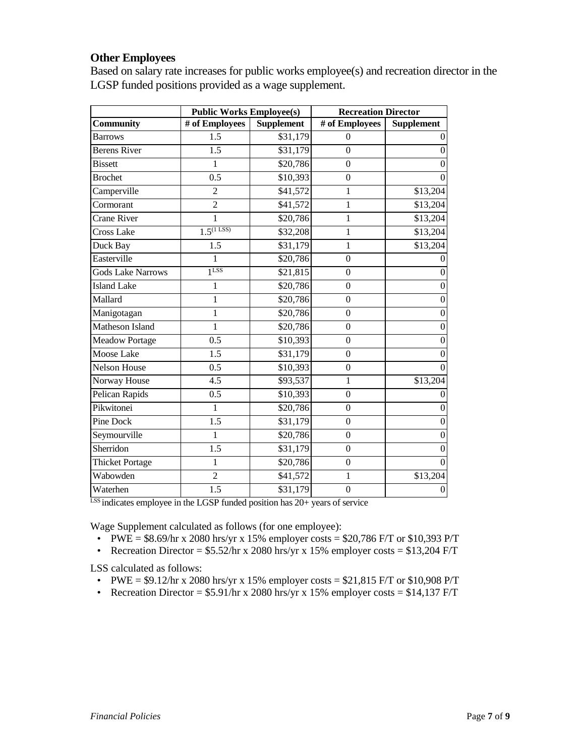### Other Employees

Based on salary rate increases for public works employee(s) and recreation director in the LGSP funded positions provided as a wage supplement.

| | Public Works Employee(s) | | Recreation Director | |
|---|---|---|---|---|
| **Community** | **# of Employees** | **Supplement** | **# of Employees** | **Supplement** |
| Barrows | 1.5 | $31,179 | 0 | 0 |
| Berens River | 1.5 | $31,179 | 0 | 0 |
| Bissett | 1 | $20,786 | 0 | 0 |
| Brochet | 0.5 | $10,393 | 0 | 0 |
| Camperville | 2 | $41,572 | 1 | $13,204 |
| Cormorant | 2 | $41,572 | 1 | $13,204 |
| Crane River | 1 | $20,786 | 1 | $13,204 |
| Cross Lake | 1.5 (1 LSS) | $32,208 | 1 | $13,204 |
| Duck Bay | 1.5 | $31,179 | 1 | $13,204 |
| Easterville | 1 | $20,786 | 0 | 0 |
| Gods Lake Narrows | 1 LSS | $21,815 | 0 | 0 |
| Island Lake | 1 | $20,786 | 0 | 0 |
| Mallard | 1 | $20,786 | 0 | 0 |
| Manigotagan | 1 | $20,786 | 0 | 0 |
| Matheson Island | 1 | $20,786 | 0 | 0 |
| Meadow Portage | 0.5 | $10,393 | 0 | 0 |
| Moose Lake | 1.5 | $31,179 | 0 | 0 |
| Nelson House | 0.5 | $10,393 | 0 | 0 |
| Norway House | 4.5 | $93,537 | 1 | $13,204 |
| Pelican Rapids | 0.5 | $10,393 | 0 | 0 |
| Pikwitonei | 1 | $20,786 | 0 | 0 |
| Pine Dock | 1.5 | $31,179 | 0 | 0 |
| Seymourville | 1 | $20,786 | 0 | 0 |
| Sherridon | 1.5 | $31,179 | 0 | 0 |
| Thicket Portage | 1 | $20,786 | 0 | 0 |
| Wabowden | 2 | $41,572 | 1 | $13,204 |
| Waterhen | 1.5 | $31,179 | 0 | 0 |

LSS indicates employee in the LGSP funded position has 20+ years of service

Wage Supplement calculated as follows (for one employee):

- PWE = $8.69/hr x 2080 hrs/yr x 15% employer costs = $20,786 F/T or $10,393 P/T
- Recreation Director = $5.52/hr x 2080 hrs/yr x 15% employer costs = $13,204 F/T

LSS calculated as follows:

- PWE = $9.12/hr x 2080 hrs/yr x 15% employer costs = $21,815 F/T or $10,908 P/T
- Recreation Director = $5.91/hr x 2080 hrs/yr x 15% employer costs = $14,137 F/T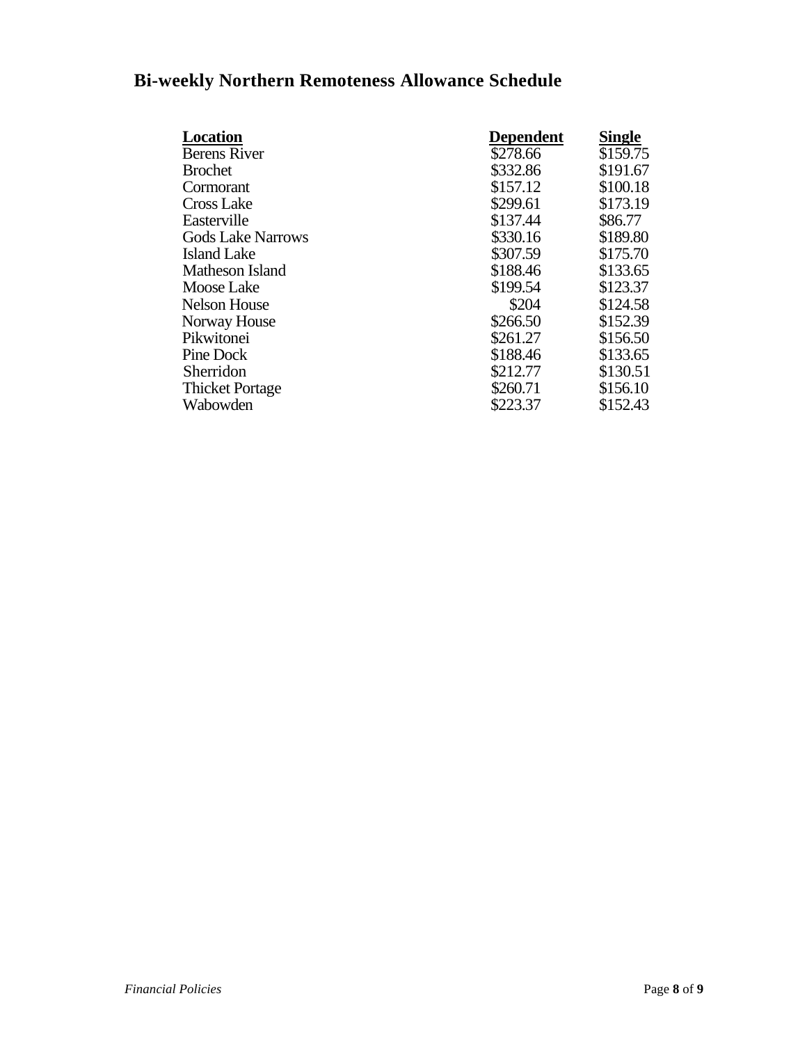## Bi-weekly Northern Remoteness Allowance Schedule

| Location | Dependent | Single |
|---|---|---|
| Berens River | $278.66 | $159.75 |
| Brochet | $332.86 | $191.67 |
| Cormorant | $157.12 | $100.18 |
| Cross Lake | $299.61 | $173.19 |
| Easterville | $137.44 | $86.77 |
| Gods Lake Narrows | $330.16 | $189.80 |
| Island Lake | $307.59 | $175.70 |
| Matheson Island | $188.46 | $133.65 |
| Moose Lake | $199.54 | $123.37 |
| Nelson House | $204 | $124.58 |
| Norway House | $266.50 | $152.39 |
| Pikwitonei | $261.27 | $156.50 |
| Pine Dock | $188.46 | $133.65 |
| Sherridon | $212.77 | $130.51 |
| Thicket Portage | $260.71 | $156.10 |
| Wabowden | $223.37 | $152.43 |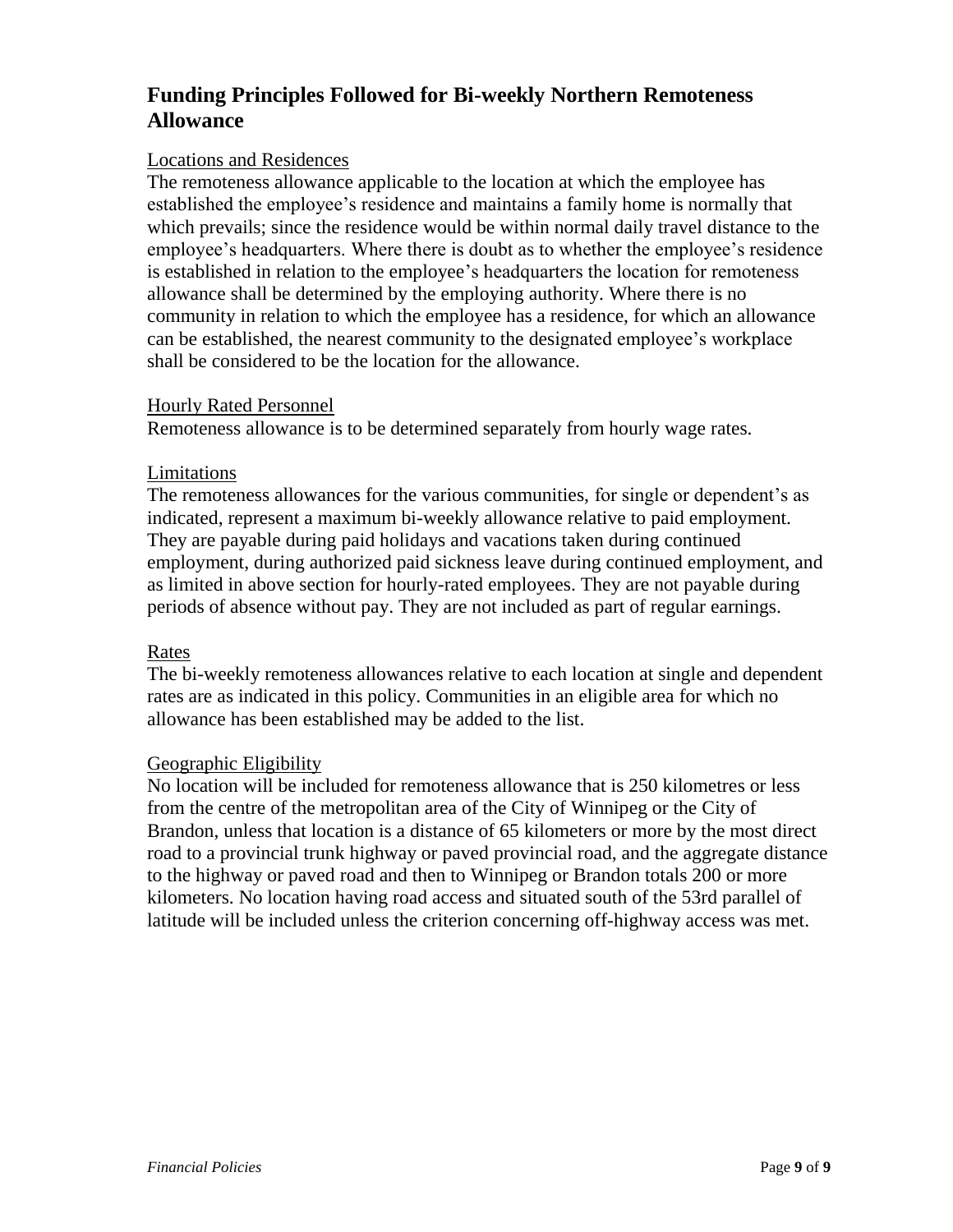## Funding Principles Followed for Bi-weekly Northern Remoteness Allowance

Locations and Residences

The remoteness allowance applicable to the location at which the employee has established the employee's residence and maintains a family home is normally that which prevails; since the residence would be within normal daily travel distance to the employee's headquarters. Where there is doubt as to whether the employee's residence is established in relation to the employee's headquarters the location for remoteness allowance shall be determined by the employing authority. Where there is no community in relation to which the employee has a residence, for which an allowance can be established, the nearest community to the designated employee's workplace shall be considered to be the location for the allowance.

Hourly Rated Personnel

Remoteness allowance is to be determined separately from hourly wage rates.

Limitations

The remoteness allowances for the various communities, for single or dependent's as indicated, represent a maximum bi-weekly allowance relative to paid employment. They are payable during paid holidays and vacations taken during continued employment, during authorized paid sickness leave during continued employment, and as limited in above section for hourly-rated employees. They are not payable during periods of absence without pay. They are not included as part of regular earnings.

Rates

The bi-weekly remoteness allowances relative to each location at single and dependent rates are as indicated in this policy. Communities in an eligible area for which no allowance has been established may be added to the list.

Geographic Eligibility

No location will be included for remoteness allowance that is 250 kilometres or less from the centre of the metropolitan area of the City of Winnipeg or the City of Brandon, unless that location is a distance of 65 kilometers or more by the most direct road to a provincial trunk highway or paved provincial road, and the aggregate distance to the highway or paved road and then to Winnipeg or Brandon totals 200 or more kilometers. No location having road access and situated south of the 53rd parallel of latitude will be included unless the criterion concerning off-highway access was met.